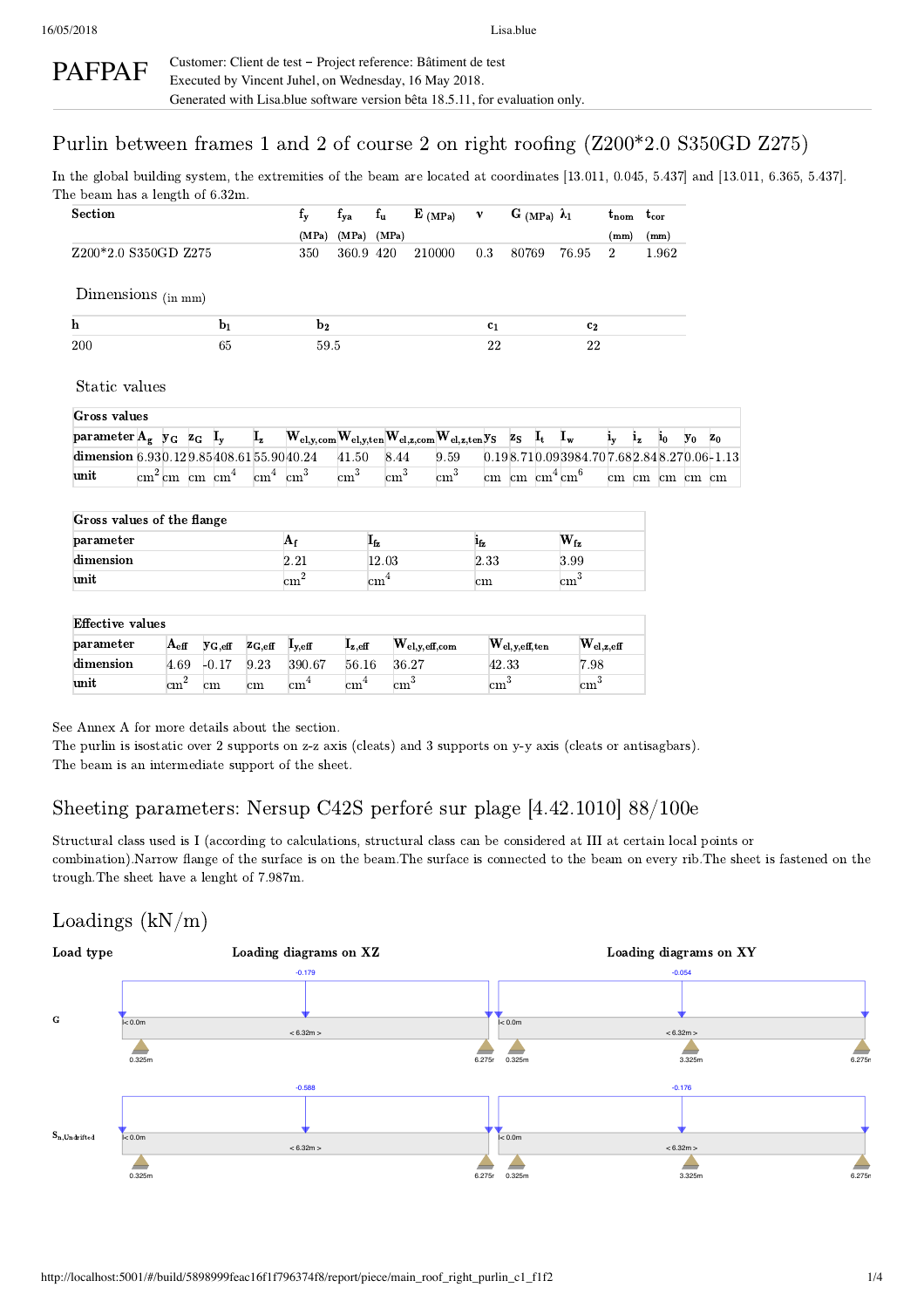PAFPAF

Customer: Client de test – Project reference: Bâtiment de test
Executed by Vincent Juhel, on Wednesday, 16 May 2018.
Generated with Lisa.blue software version bêta 18.5.11, for evaluation only.

# Purlin between frames 1 and 2 of course 2 on right roofing (Z200*2.0 S350GD Z275)

In the global building system, the extremities of the beam are located at coordinates [13.011, 0.045, 5.437] and [13.011, 6.365, 5.437]. The beam has a length of 6.32m.

| Section | $f_y$ (MPa) | $f_{ya}$ (MPa) | $f_u$ (MPa) | E (MPa) | ν | G (MPa) | $\lambda_1$ | $t_{nom}$ (mm) | $t_{cor}$ (mm) |
|---|---|---|---|---|---|---|---|---|---|
| Z200*2.0 S350GD Z275 | 350 | 360.9 | 420 | 210000 | 0.3 | 80769 | 76.95 | 2 | 1.962 |

### Dimensions (in mm)

| h | $b_1$ | $b_2$ | $c_1$ | $c_2$ |
|---|---|---|---|---|
| 200 | 65 | 59.5 | 22 | 22 |

### Static values

| Gross values | | | | | | | | | | | | | | | | | | | | |
|---|---|---|---|---|---|---|---|---|---|---|---|---|---|---|---|---|---|---|---|---|
| parameter | $A_g$ | $y_G$ | $z_G$ | $I_y$ | $I_z$ | $W_{el,y,com}$ | $W_{el,y,ten}$ | $W_{el,z,com}$ | $W_{el,z,ten}$ | $y_S$ | $z_S$ | $I_t$ | $I_w$ | $i_y$ | $i_z$ | $i_0$ | $y_0$ | $z_0$ |
| dimension | 6.93 | 0.12 | 9.85 | 408.61 | 55.90 | 40.24 | 41.50 | 8.44 | 9.59 | 0.19 | 8.71 | 0.09 | 3984.70 | 7.68 | 2.84 | 8.27 | 0.06 | -1.13 |
| unit | $cm^2$ | cm | cm | $cm^4$ | $cm^4$ | $cm^3$ | $cm^3$ | $cm^3$ | $cm^3$ | cm | cm | $cm^4$ | $cm^6$ | cm | cm | cm | cm | cm |

| Gross values of the flange | | | | |
|---|---|---|---|---|
| parameter | $A_f$ | $I_{fz}$ | $i_{fz}$ | $W_{fz}$ |
| dimension | 2.21 | 12.03 | 2.33 | 3.99 |
| unit | $cm^2$ | $cm^4$ | cm | $cm^3$ |

| Effective values | | | | | | | | |
|---|---|---|---|---|---|---|---|---|
| parameter | $A_{eff}$ | $y_{G,eff}$ | $z_{G,eff}$ | $I_{y,eff}$ | $I_{z,eff}$ | $W_{el,y,eff,com}$ | $W_{el,y,eff,ten}$ | $W_{el,z,eff}$ |
| dimension | 4.69 | -0.17 | 9.23 | 390.67 | 56.16 | 36.27 | 42.33 | 7.98 |
| unit | $cm^2$ | cm | cm | $cm^4$ | $cm^4$ | $cm^3$ | $cm^3$ | $cm^3$ |

See Annex A for more details about the section.
The purlin is isostatic over 2 supports on z-z axis (cleats) and 3 supports on y-y axis (cleats or antisagbars).
The beam is an intermediate support of the sheet.

# Sheeting parameters: Nersup C42S perforé sur plage [4.42.1010] 88/100e

Structural class used is I (according to calculations, structural class can be considered at III at certain local points or combination).Narrow flange of the surface is on the beam.The surface is connected to the beam on every rib.The sheet is fastened on the trough.The sheet have a lenght of 7.987m.

# Loadings (kN/m)

| Load type | Loading diagrams on XZ | Loading diagrams on XY |
|---|---|---|
| G | -0.179 (0.0m; 6.32m; supports at 0.325m, 6.275m) | -0.054 (0.0m; 6.32m; supports at 0.325m, 3.325m, 6.275m) |
| $S_{n,Undrifted}$ | -0.588 (0.0m; 6.32m; supports at 0.325m, 6.275m) | -0.176 (0.0m; 6.32m; supports at 0.325m, 3.325m, 6.275m) |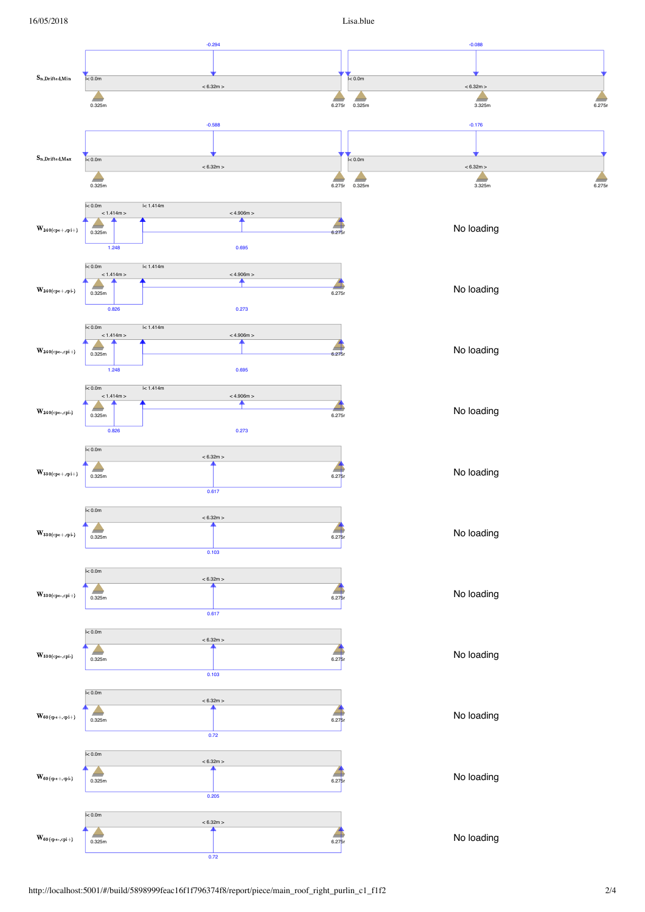| Load case | Span 1 (0.0m – 6.32m, supports at 0.325m and 6.275m) | Span 2 (0.0m – 6.32m, supports at 0.325m, 3.325m and 6.275m) |
|---|---|---|
| $S_{n,Drifted,Min}$ | −0.294 over < 6.32m > | −0.088 over < 6.32m > |
| $S_{n,Drifted,Max}$ | −0.588 over < 6.32m > | −0.176 over < 6.32m > |
| $W_{240(cpe+,cpi+)}$ | 1.248 over < 1.414m > from 0.0m; 0.695 over < 4.906m > from 1.414m | No loading |
| $W_{240(cpe+,cpi-)}$ | 0.826 over < 1.414m > from 0.0m; 0.273 over < 4.906m > from 1.414m | No loading |
| $W_{240(cpe-,cpi+)}$ | 1.248 over < 1.414m > from 0.0m; 0.695 over < 4.906m > from 1.414m | No loading |
| $W_{240(cpe-,cpi-)}$ | 0.826 over < 1.414m > from 0.0m; 0.273 over < 4.906m > from 1.414m | No loading |
| $W_{330(cpe+,cpi+)}$ | 0.617 over < 6.32m > | No loading |
| $W_{330(cpe+,cpi-)}$ | 0.103 over < 6.32m > | No loading |
| $W_{330(cpe-,cpi+)}$ | 0.617 over < 6.32m > | No loading |
| $W_{330(cpe-,cpi-)}$ | 0.103 over < 6.32m > | No loading |
| $W_{60(cpe+,cpi+)}$ | 0.72 over < 6.32m > | No loading |
| $W_{60(cpe+,cpi-)}$ | 0.205 over < 6.32m > | No loading |
| $W_{60(cpe-,cpi+)}$ | 0.72 over < 6.32m > | No loading |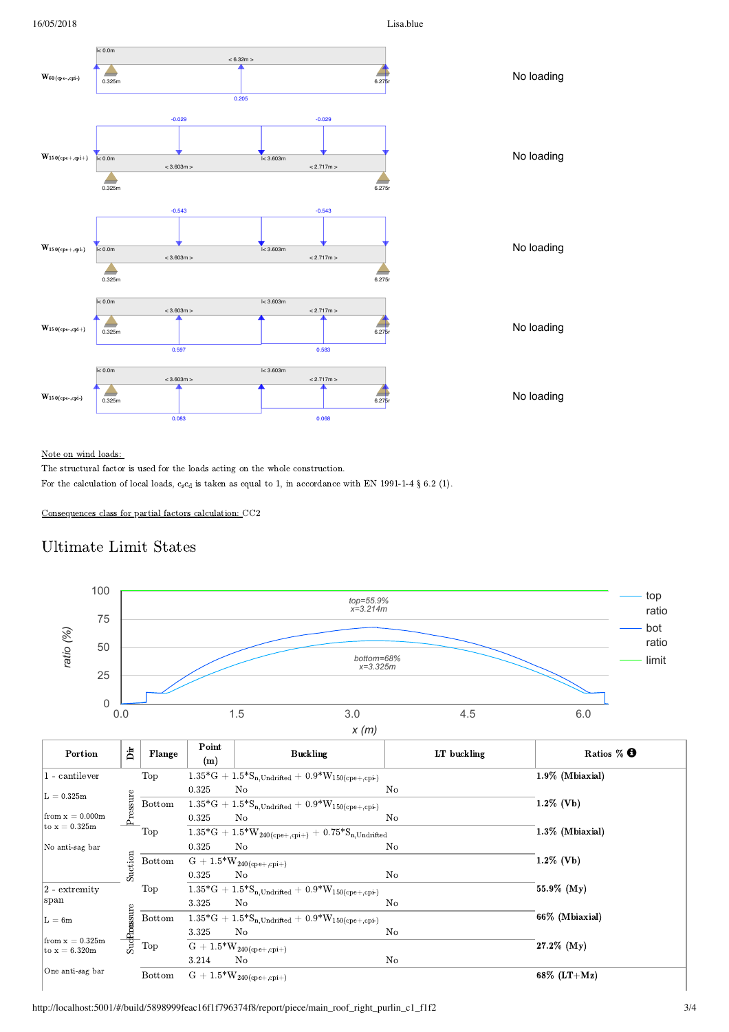$W_{60\,(cpe-,cpi-)}$ — No loading

$W_{150\,(cpe+,cpi+)}$ — No loading

$W_{150\,(cpe+,cpi-)}$ — No loading

$W_{150\,(cpe-,cpi+)}$ — No loading

$W_{150\,(cpe-,cpi-)}$ — No loading

Note on wind loads:

The structural factor is used for the loads acting on the whole construction.

For the calculation of local loads, $c_sc_d$ is taken as equal to 1, in accordance with EN 1991-1-4 § 6.2 (1).

Consequences class for partial factors calculation: CC2

# Ultimate Limit States

| Portion | Dir | Flange | Point (m) | Buckling | LT buckling | Ratios % |
|---|---|---|---|---|---|---|
| 1 - cantilever<br>L = 0.325m<br>from x = 0.000m to x = 0.325m<br>No anti-sag bar | Pressure | Top | $1.35*G + 1.5*S_{n,Undrifted} + 0.9*W_{150(cpe+,cpi-)}$ | | | 1.9% (Mbiaxial) |
| | | | 0.325 | No | No | |
| | | Bottom | $1.35*G + 1.5*S_{n,Undrifted} + 0.9*W_{150(cpe+,cpi-)}$ | | | 1.2% (Vb) |
| | | | 0.325 | No | No | |
| | Suction | Top | $1.35*G + 1.5*W_{240(cpe+,cpi+)} + 0.75*S_{n,Undrifted}$ | | | 1.3% (Mbiaxial) |
| | | | 0.325 | No | No | |
| | | Bottom | $G + 1.5*W_{240(cpe+,cpi+)}$ | | | 1.2% (Vb) |
| | | | 0.325 | No | No | |
| 2 - extremity span<br>L = 6m<br>from x = 0.325m to x = 6.320m<br>One anti-sag bar | Pressure | Top | $1.35*G + 1.5*S_{n,Undrifted} + 0.9*W_{150(cpe+,cpi-)}$ | | | 55.9% (My) |
| | | | 3.325 | No | No | |
| | | Bottom | $1.35*G + 1.5*S_{n,Undrifted} + 0.9*W_{150(cpe+,cpi-)}$ | | | 66% (Mbiaxial) |
| | | | 3.325 | No | No | |
| | Suction | Top | $G + 1.5*W_{240(cpe+,cpi+)}$ | | | 27.2% (My) |
| | | | 3.214 | No | No | |
| | | Bottom | $G + 1.5*W_{240(cpe+,cpi+)}$ | | | 68% (LT+Mz) |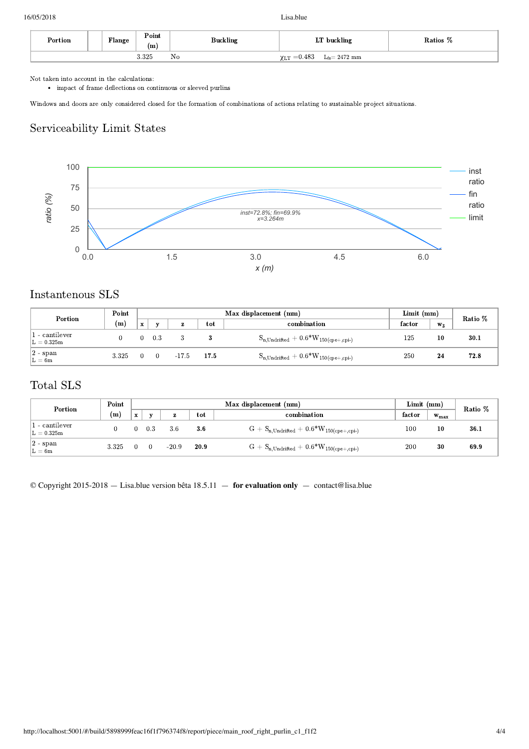| Portion | | Flange | Point (m) | Buckling | LT buckling | Ratios % |
|---|---|---|---|---|---|---|
| | | | 3.325 | No | $\chi_{LT}$ =0.483 $L_{fz}$= 2472 mm | |

Not taken into account in the calculations:

- impact of frame deflections on continuous or sleeved purlins

Windows and doors are only considered closed for the formation of combinations of actions relating to sustainable project situations.

## Serviceability Limit States

ratio (%)
100
75
50
25
0
0.0
1.5
3.0
4.5
6.0
x (m)
inst=72.8%; fin=69.9%
x=3.264m
inst ratio
fin ratio
limit

## Instantenous SLS

| Portion | Point (m) | Max displacement (mm) | | | | | Limit (mm) | | Ratio % |
|---|---|---|---|---|---|---|---|---|---|
| | | x | y | z | tot | combination | factor | $w_3$ | |
| 1 - cantilever L = 0.325m | 0 | 0 | 0.3 | 3 | **3** | $S_{n,Undrifted}$ + 0.6*$W_{150(cpe+,cpi-)}$ | 125 | **10** | **30.1** |
| 2 - span L = 6m | 3.325 | 0 | 0 | -17.5 | **17.5** | $S_{n,Undrifted}$ + 0.6*$W_{150(cpe+,cpi-)}$ | 250 | **24** | **72.8** |

## Total SLS

| Portion | Point (m) | Max displacement (mm) | | | | | Limit (mm) | | Ratio % |
|---|---|---|---|---|---|---|---|---|---|
| | | x | y | z | tot | combination | factor | $w_{max}$ | |
| 1 - cantilever L = 0.325m | 0 | 0 | 0.3 | 3.6 | **3.6** | G + $S_{n,Undrifted}$ + 0.6*$W_{150(cpe+,cpi-)}$ | 100 | **10** | **36.1** |
| 2 - span L = 6m | 3.325 | 0 | 0 | -20.9 | **20.9** | G + $S_{n,Undrifted}$ + 0.6*$W_{150(cpe+,cpi-)}$ | 200 | **30** | **69.9** |

© Copyright 2015-2018 — Lisa.blue version bêta 18.5.11 — **for evaluation only** — contact@lisa.blue